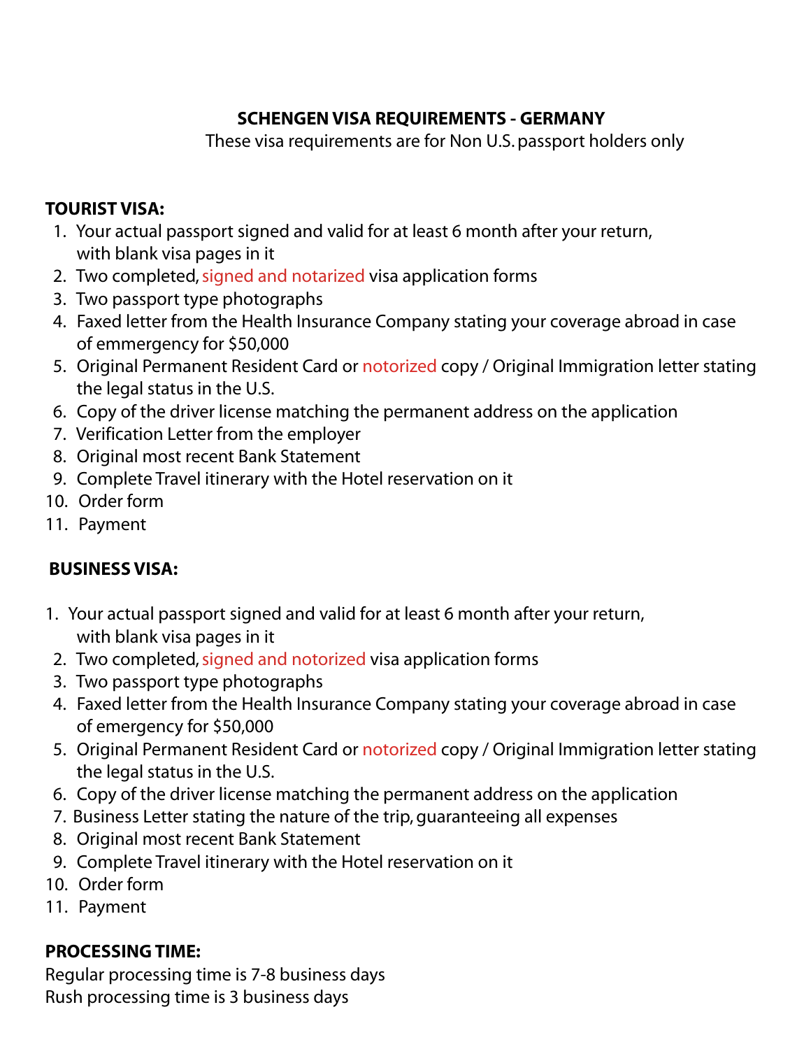# SCHENGEN VISA REQUIREMENTS - GERMANY

These visa requirements are for Non U.S. passport holders only

## TOURIST VISA:

1. Your actual passport signed and valid for at least 6 month after your return, with blank visa pages in it
2. Two completed, signed and notarized visa application forms
3. Two passport type photographs
4. Faxed letter from the Health Insurance Company stating your coverage abroad in case of emmergency for $50,000
5. Original Permanent Resident Card or notorized copy / Original Immigration letter stating the legal status in the U.S.
6. Copy of the driver license matching the permanent address on the application
7. Verification Letter from the employer
8. Original most recent Bank Statement
9. Complete Travel itinerary with the Hotel reservation on it
10. Order form
11. Payment

## BUSINESS VISA:

1. Your actual passport signed and valid for at least 6 month after your return, with blank visa pages in it
2. Two completed, signed and notorized visa application forms
3. Two passport type photographs
4. Faxed letter from the Health Insurance Company stating your coverage abroad in case of emergency for $50,000
5. Original Permanent Resident Card or notorized copy / Original Immigration letter stating the legal status in the U.S.
6. Copy of the driver license matching the permanent address on the application
7. Business Letter stating the nature of the trip, guaranteeing all expenses
8. Original most recent Bank Statement
9. Complete Travel itinerary with the Hotel reservation on it
10. Order form
11. Payment

## PROCESSING TIME:

Regular processing time is 7-8 business days
Rush processing time is 3 business days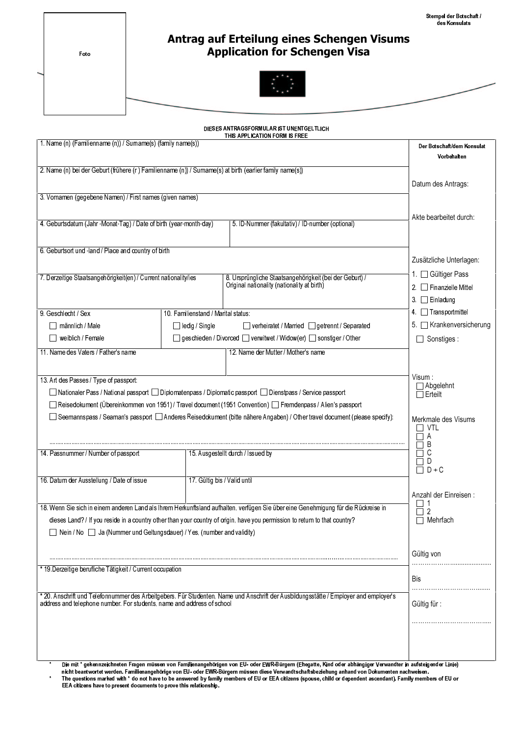Foto

Stempel der Botschaft / des Konsulats

# Antrag auf Erteilung eines Schengen Visums
# Application for Schengen Visa

DIESES ANTRAGSFORMULAR IST UNENTGELTLICH
THIS APPLICATION FORM IS FREE

1. Name (n) (Familienname (n)) / Surname(s) (family name(s))

2. Name (n) bei der Geburt (frühere (r ) Familienname (n)) / Surname(s) at birth (earlier family name(s))

3. Vornamen (gegebene Namen) / First names (given names)

4. Geburtsdatum (Jahr -Monat-Tag) / Date of birth (year-month-day)

5. ID-Nummer (fakultativ) / ID-number (optional)

6. Geburtsort und -land / Place and country of birth

7. Derzeitige Staatsangehörigkeit(en) / Current nationality/ies

8. Ursprüngliche Staatsangehörigkeit (bei der Geburt) / Original nationality (nationality at birth)

9. Geschlecht / Sex
- ☐ männlich / Male
- ☐ weiblich / Female

10. Familienstand / Marital status:
- ☐ ledig / Single ☐ verheiratet / Married ☐ getrennt / Separated
- ☐ geschieden / Divorced ☐ verwitwet / Widow(er) ☐ sonstiger / Other

11. Name des Vaters / Father's name

12. Name der Mutter / Mother's name

13. Art des Passes / Type of passport:
- ☐ Nationaler Pass / National passport ☐ Diplomatenpass / Diplomatic passport ☐ Dienstpass / Service passport
- ☐ Reisedokument (Übereinkommen von 1951) / Travel document (1951 Convention) ☐ Fremdenpass / Alien's passport
- ☐ Seemannspass / Seaman's passport ☐ Anderes Reisedokument (bitte nähere Angaben) / Other travel document (please specify):

...............................................................................................................................................

14. Passnummer / Number of passport

15. Ausgestellt durch / Issued by

16. Datum der Ausstellung / Date of issue

17. Gültig bis / Valid until

18. Wenn Sie sich in einem anderen Land als Ihrem Herkunftsland aufhalten, verfügen Sie über eine Genehmigung für die Rückreise in dieses Land? / If you reside in a country other than your country of origin, have you permission to return to that country?
- ☐ Nein / No ☐ Ja (Nummer und Geltungsdauer) / Yes, (number and validity)

...............................................................................................................................................

* 19. Derzeitige berufliche Tätigkeit / Current occupation

* 20. Anschrift und Telefonnummer des Arbeitgebers. Für Studenten, Name und Anschrift der Ausbildungsstätte / Employer and employer's address and telephone number. For students, name and address of school

---

**Der Botschaft/dem Konsulat Vorbehalten**

Datum des Antrags:

Akte bearbeitet durch:

Zusätzliche Unterlagen:
1. ☐ Gültiger Pass
2. ☐ Finanzielle Mittel
3. ☐ Einladung
4. ☐ Transportmittel
5. ☐ Krankenversicherung

☐ Sonstiges :

Visum :
- ☐ Abgelehnt
- ☐ Erteilt

Merkmale des Visums
- ☐ VTL
- ☐ A
- ☐ B
- ☐ C
- ☐ D
- ☐ D + C

Anzahl der Einreisen :
- ☐ 1
- ☐ 2
- ☐ Mehrfach

Gültig von
.........................................

Bis
.........................................

Gültig für :
.........................................

---

\* Die mit * gekennzeichneten Fragen müssen von Familienangehörigen von EU- oder EWR-Bürgern (Ehegatte, Kind oder abhängiger Verwandter in aufsteigender Linie) nicht beantwortet werden. Familienangehörige von EU- oder EWR-Bürgern müssen diese Verwandtschaftsbeziehung anhand von Dokumenten nachweisen.

\* The questions marked with * do not have to be answered by family members of EU or EEA citizens (spouse, child or dependent ascendant). Family members of EU or EEA citizens have to present documents to prove this relationship.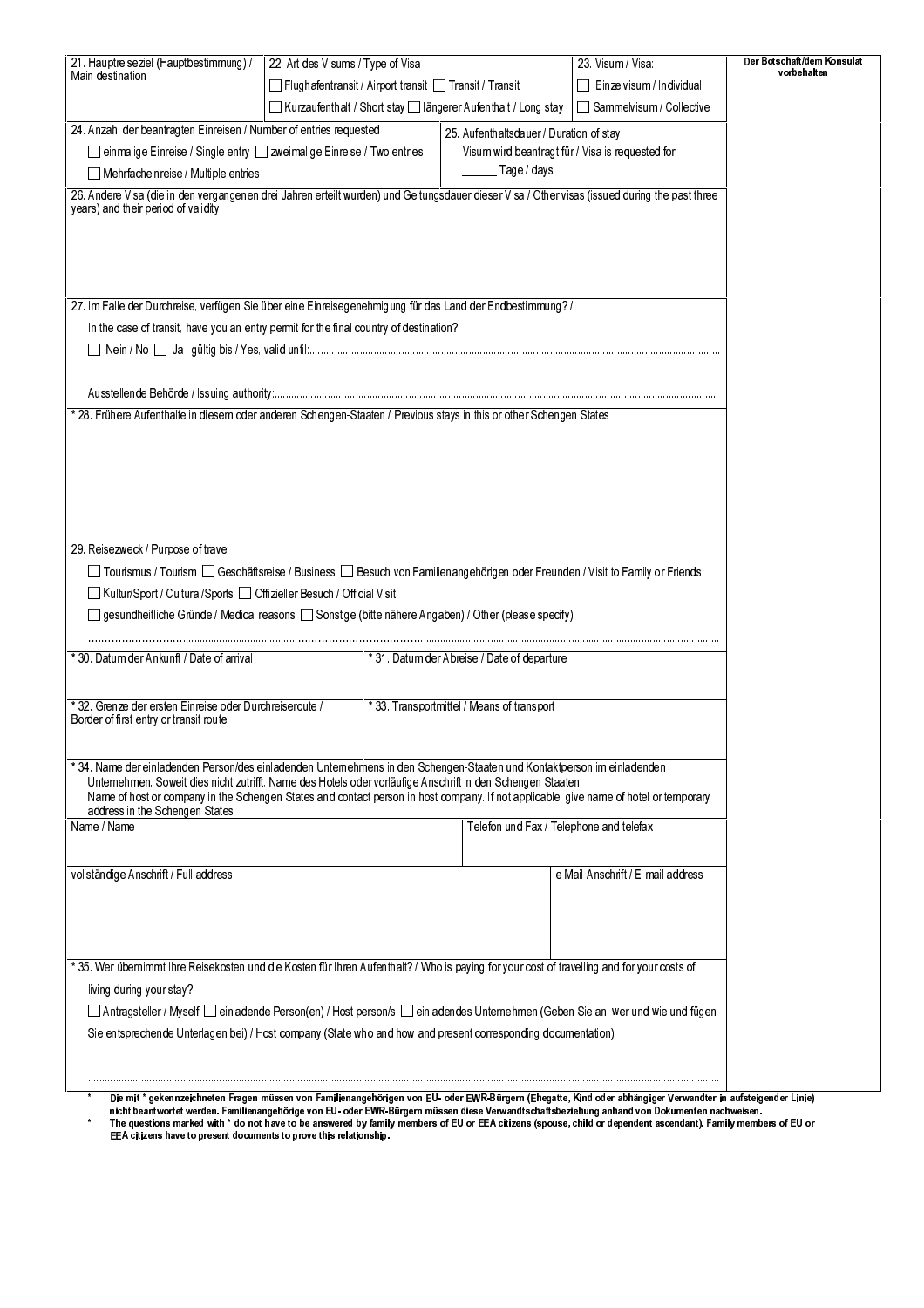21. Hauptreiseziel (Hauptbestimmung) / Main destination

22. Art des Visums / Type of Visa :

☐ Flughafentransit / Airport transit ☐ Transit / Transit

☐ Kurzaufenthalt / Short stay ☐ längerer Aufenthalt / Long stay

23. Visum / Visa:

☐ Einzelvisum / Individual

☐ Sammelvisum / Collective

**Der Botschaft/dem Konsulat vorbehalten**

24. Anzahl der beantragten Einreisen / Number of entries requested

☐ einmalige Einreise / Single entry ☐ zweimalige Einreise / Two entries

☐ Mehrfacheinreise / Multiple entries

25. Aufenthaltsdauer / Duration of stay

Visum wird beantragt für / Visa is requested for:

______ Tage / days

26. Andere Visa (die in den vergangenen drei Jahren erteilt wurden) und Geltungsdauer dieser Visa / Other visas (issued during the past three years) and their period of validity

27. Im Falle der Durchreise, verfügen Sie über eine Einreisegenehmigung für das Land der Endbestimmung? /

In the case of transit, have you an entry permit for the final country of destination?

☐ Nein / No ☐ Ja , gültig bis / Yes, valid until:..........................................................

Ausstellende Behörde / Issuing authority:..........................................................

* 28. Frühere Aufenthalte in diesem oder anderen Schengen-Staaten / Previous stays in this or other Schengen States

29. Reisezweck / Purpose of travel

☐ Tourismus / Tourism ☐ Geschäftsreise / Business ☐ Besuch von Familienangehörigen oder Freunden / Visit to Family or Friends

☐ Kultur/Sport / Cultural/Sports ☐ Offizieller Besuch / Official Visit

☐ gesundheitliche Gründe / Medical reasons ☐ Sonstige (bitte nähere Angaben) / Other (please specify):

..........................................................

| * 30. Datum der Ankunft / Date of arrival | * 31. Datum der Abreise / Date of departure |
|---|---|
| * 32. Grenze der ersten Einreise oder Durchreiseroute / Border of first entry or transit route | * 33. Transportmittel / Means of transport |

* 34. Name der einladenden Person/des einladenden Unternehmens in den Schengen-Staaten und Kontaktperson im einladenden Unternehmen. Soweit dies nicht zutrifft, Name des Hotels oder vorläufige Anschrift in den Schengen Staaten
Name of host or company in the Schengen States and contact person in host company. If not applicable, give name of hotel or temporary address in the Schengen States

| Name / Name | Telefon und Fax / Telephone and telefax |
|---|---|
| vollständige Anschrift / Full address | e-Mail-Anschrift / E-mail address |

* 35. Wer übernimmt Ihre Reisekosten und die Kosten für Ihren Aufenthalt? / Who is paying for your cost of travelling and for your costs of living during your stay?

☐ Antragsteller / Myself ☐ einladende Person(en) / Host person/s ☐ einladendes Unternehmen (Geben Sie an, wer und wie und fügen Sie entsprechende Unterlagen bei) / Host company (State who and how and present corresponding documentation):

..........................................................

\* **Die mit * gekennzeichneten Fragen müssen von Familienangehörigen von EU- oder EWR-Bürgern (Ehegatte, Kind oder abhängiger Verwandter in aufsteigender Linie) nicht beantwortet werden. Familienangehörige von EU- oder EWR-Bürgern müssen diese Verwandtschaftsbeziehung anhand von Dokumenten nachweisen.**

\* **The questions marked with * do not have to be answered by family members of EU or EEA citizens (spouse, child or dependent ascendant). Family members of EU or EEA citizens have to present documents to prove this relationship.**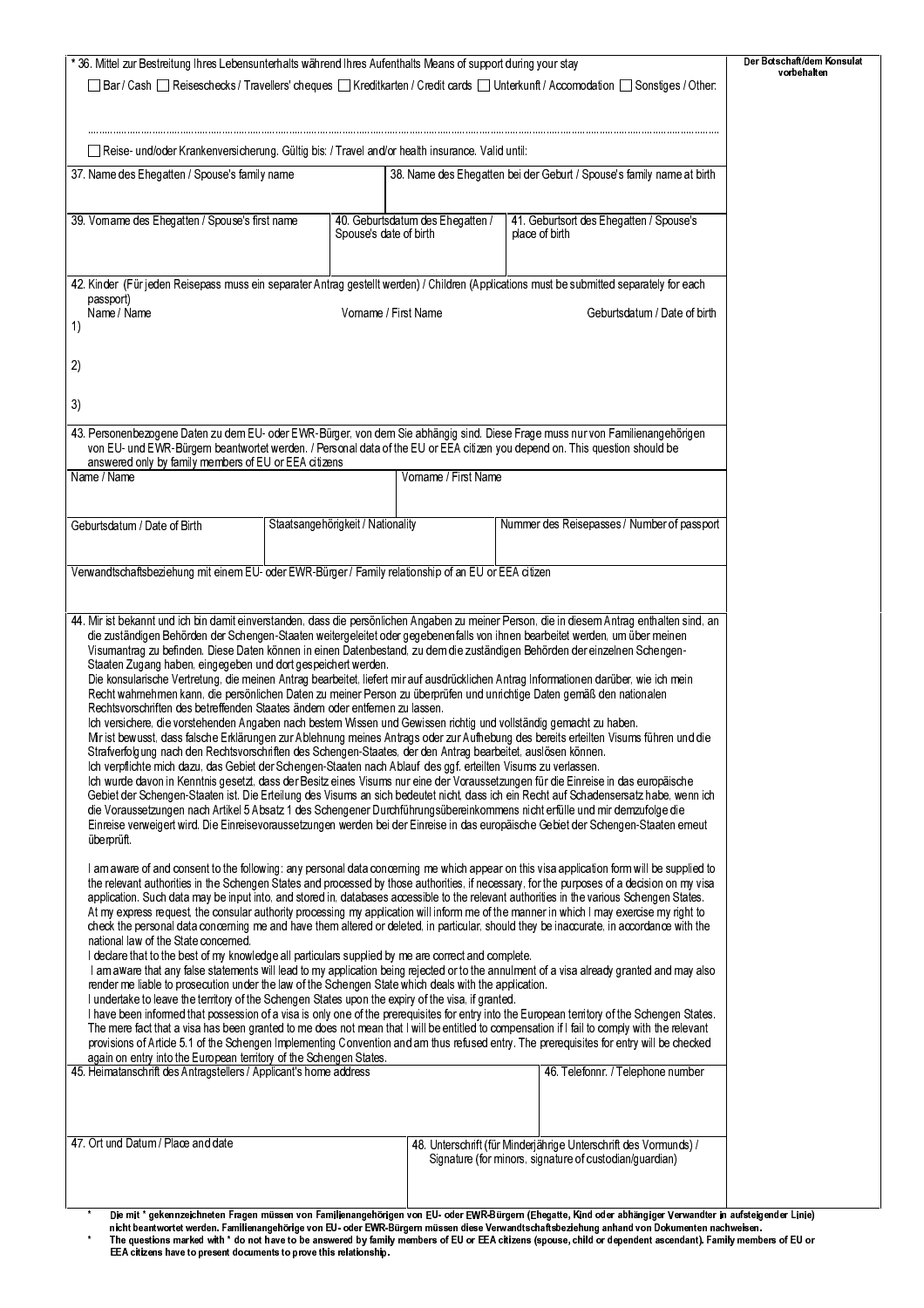| * 36. Mittel zur Bestreitung Ihres Lebensunterhalts während Ihres Aufenthalts Means of support during your stay | Der Botschaft/dem Konsulat vorbehalten |
|---|---|
| ☐ Bar / Cash ☐ Reiseschecks / Travellers' cheques ☐ Kreditkarten / Credit cards ☐ Unterkunft / Accomodation ☐ Sonstiges / Other: ..................................... | |
| ☐ Reise- und/oder Krankenversicherung. Gültig bis: / Travel and/or health insurance. Valid until: | |

| 37. Name des Ehegatten / Spouse's family name | | 38. Name des Ehegatten bei der Geburt / Spouse's family name at birth |
|---|---|---|
| 39. Vorname des Ehegatten / Spouse's first name | 40. Geburtsdatum des Ehegatten / Spouse's date of birth | 41. Geburtsort des Ehegatten / Spouse's place of birth |

42. Kinder (Für jeden Reisepass muss ein separater Antrag gestellt werden) / Children (Applications must be submitted separately for each passport)

| | Name / Name | Vorname / First Name | Geburtsdatum / Date of birth |
|---|---|---|---|
| 1) | | | |
| 2) | | | |
| 3) | | | |

43. Personenbezogene Daten zu dem EU- oder EWR-Bürger, von dem Sie abhängig sind. Diese Frage muss nur von Familienangehörigen von EU- und EWR-Bürgern beantwortet werden. / Personal data of the EU or EEA citizen you depend on. This question should be answered only by family members of EU or EEA citizens

| Name / Name | | Vorname / First Name |
|---|---|---|
| Geburtsdatum / Date of Birth | Staatsangehörigkeit / Nationality | Nummer des Reisepasses / Number of passport |

Verwandtschaftsbeziehung mit einem EU- oder EWR-Bürger / Family relationship of an EU or EEA citizen

44. Mir ist bekannt und ich bin damit einverstanden, dass die persönlichen Angaben zu meiner Person, die in diesem Antrag enthalten sind, an die zuständigen Behörden der Schengen-Staaten weitergeleitet oder gegebenenfalls von ihnen bearbeitet werden, um über meinen Visumantrag zu befinden. Diese Daten können in einen Datenbestand, zu dem die zuständigen Behörden der einzelnen Schengen-Staaten Zugang haben, eingegeben und dort gespeichert werden.
Die konsularische Vertretung, die meinen Antrag bearbeitet, liefert mir auf ausdrücklichen Antrag Informationen darüber, wie ich mein Recht wahrnehmen kann, die persönlichen Daten zu meiner Person zu überprüfen und unrichtige Daten gemäß den nationalen Rechtsvorschriften des betreffenden Staates ändern oder entfernen zu lassen.
Ich versichere, die vorstehenden Angaben nach bestem Wissen und Gewissen richtig und vollständig gemacht zu haben.
Mir ist bewusst, dass falsche Erklärungen zur Ablehnung meines Antrags oder zur Aufhebung des bereits erteilten Visums führen und die Strafverfolgung nach den Rechtsvorschriften des Schengen-Staates, der den Antrag bearbeitet, auslösen können.
Ich verpflichte mich dazu, das Gebiet der Schengen-Staaten nach Ablauf des ggf. erteilten Visums zu verlassen.
Ich wurde davon in Kenntnis gesetzt, dass der Besitz eines Visums nur eine der Voraussetzungen für die Einreise in das europäische Gebiet der Schengen-Staaten ist. Die Erteilung des Visums an sich bedeutet nicht, dass ich ein Recht auf Schadensersatz habe, wenn ich die Voraussetzungen nach Artikel 5 Absatz 1 des Schengener Durchführungsübereinkommens nicht erfülle und mir demzufolge die Einreise verweigert wird. Die Einreisevoraussetzungen werden bei der Einreise in das europäische Gebiet der Schengen-Staaten erneut überprüft.

I am aware of and consent to the following: any personal data concerning me which appear on this visa application form will be supplied to the relevant authorities in the Schengen States and processed by those authorities, if necessary, for the purposes of a decision on my visa application. Such data may be input into, and stored in, databases accessible to the relevant authorities in the various Schengen States.
At my express request, the consular authority processing my application will inform me of the manner in which I may exercise my right to check the personal data concerning me and have them altered or deleted, in particular, should they be inaccurate, in accordance with the national law of the State concerned.
I declare that to the best of my knowledge all particulars supplied by me are correct and complete.
I am aware that any false statements will lead to my application being rejected or to the annulment of a visa already granted and may also render me liable to prosecution under the law of the Schengen State which deals with the application.
I undertake to leave the territory of the Schengen States upon the expiry of the visa, if granted.
I have been informed that possession of a visa is only one of the prerequisites for entry into the European territory of the Schengen States. The mere fact that a visa has been granted to me does not mean that I will be entitled to compensation if I fail to comply with the relevant provisions of Article 5.1 of the Schengen Implementing Convention and am thus refused entry. The prerequisites for entry will be checked again on entry into the European territory of the Schengen States.

| 45. Heimatanschrift des Antragstellers / Applicant's home address | 46. Telefonnr. / Telephone number |
|---|---|
| 47. Ort und Datum / Place and date | 48. Unterschrift (für Minderjährige Unterschrift des Vormunds) / Signature (for minors, signature of custodian/guardian) |

\* **Die mit \* gekennzeichneten Fragen müssen von Familienangehörigen von EU- oder EWR-Bürgern (Ehegatte, Kind oder abhängiger Verwandter in aufsteigender Linie) nicht beantwortet werden. Familienangehörige von EU- oder EWR-Bürgern müssen diese Verwandtschaftsbeziehung anhand von Dokumenten nachweisen.**

\* **The questions marked with \* do not have to be answered by family members of EU or EEA citizens (spouse, child or dependent ascendant). Family members of EU or EEA citizens have to present documents to prove this relationship.**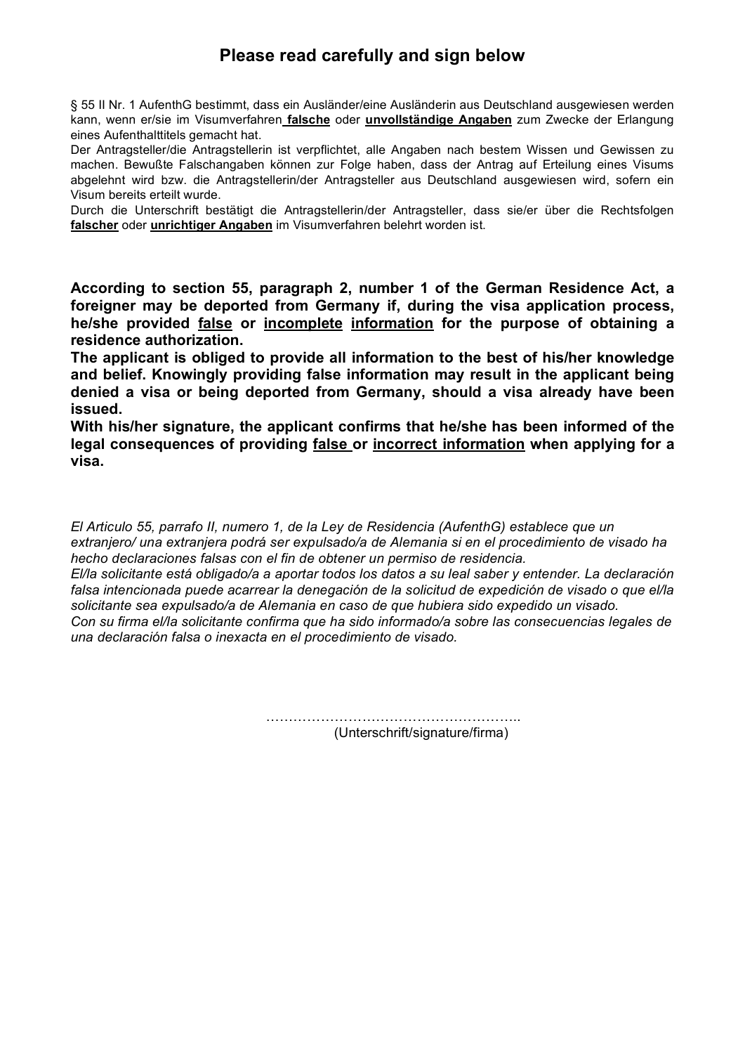## Please read carefully and sign below

§ 55 II Nr. 1 AufenthG bestimmt, dass ein Ausländer/eine Ausländerin aus Deutschland ausgewiesen werden kann, wenn er/sie im Visumverfahren **falsche** oder **unvollständige Angaben** zum Zwecke der Erlangung eines Aufenthalttitels gemacht hat.
Der Antragsteller/die Antragstellerin ist verpflichtet, alle Angaben nach bestem Wissen und Gewissen zu machen. Bewußte Falschangaben können zur Folge haben, dass der Antrag auf Erteilung eines Visums abgelehnt wird bzw. die Antragstellerin/der Antragsteller aus Deutschland ausgewiesen wird, sofern ein Visum bereits erteilt wurde.
Durch die Unterschrift bestätigt die Antragstellerin/der Antragsteller, dass sie/er über die Rechtsfolgen **falscher** oder **unrichtiger Angaben** im Visumverfahren belehrt worden ist.

**According to section 55, paragraph 2, number 1 of the German Residence Act, a foreigner may be deported from Germany if, during the visa application process, he/she provided false or incomplete information for the purpose of obtaining a residence authorization.**
**The applicant is obliged to provide all information to the best of his/her knowledge and belief. Knowingly providing false information may result in the applicant being denied a visa or being deported from Germany, should a visa already have been issued.**
**With his/her signature, the applicant confirms that he/she has been informed of the legal consequences of providing false or incorrect information when applying for a visa.**

*El Articulo 55, parrafo II, numero 1, de la Ley de Residencia (AufenthG) establece que un extranjero/ una extranjera podrá ser expulsado/a de Alemania si en el procedimiento de visado ha hecho declaraciones falsas con el fin de obtener un permiso de residencia.*
*El/la solicitante está obligado/a a aportar todos los datos a su leal saber y entender. La declaración falsa intencionada puede acarrear la denegación de la solicitud de expedición de visado o que el/la solicitante sea expulsado/a de Alemania en caso de que hubiera sido expedido un visado.*
*Con su firma el/la solicitante confirma que ha sido informado/a sobre las consecuencias legales de una declaración falsa o inexacta en el procedimiento de visado.*

……………………………………………..
(Unterschrift/signature/firma)